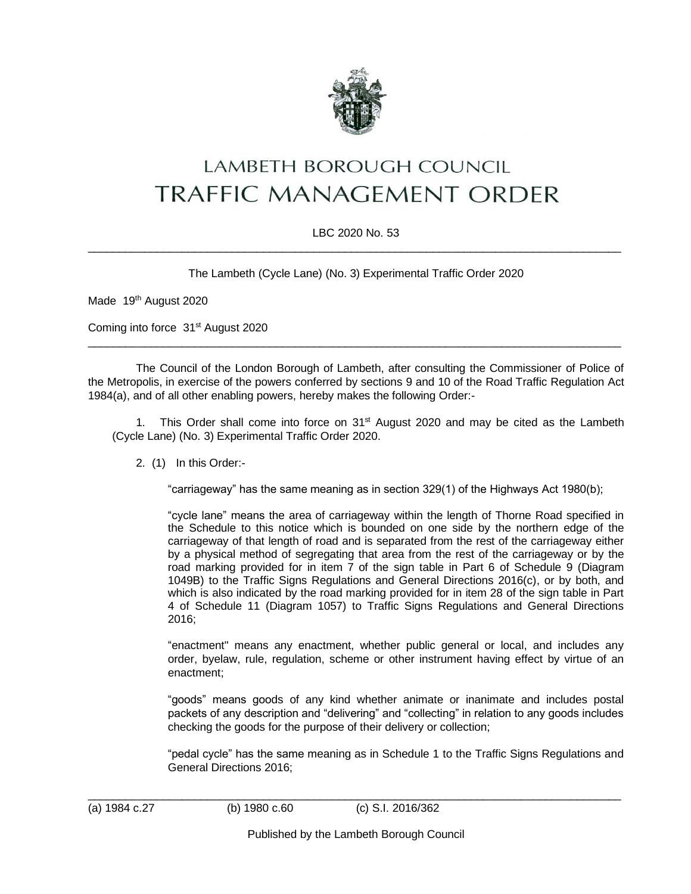# LAMBETH BOROUGH COUNCIL
# TRAFFIC MANAGEMENT ORDER

LBC 2020 No. 53

---

The Lambeth (Cycle Lane) (No. 3) Experimental Traffic Order 2020

Made 19th August 2020

Coming into force 31st August 2020

---

The Council of the London Borough of Lambeth, after consulting the Commissioner of Police of the Metropolis, in exercise of the powers conferred by sections 9 and 10 of the Road Traffic Regulation Act 1984(a), and of all other enabling powers, hereby makes the following Order:-

1. This Order shall come into force on 31st August 2020 and may be cited as the Lambeth (Cycle Lane) (No. 3) Experimental Traffic Order 2020.

2. (1) In this Order:-

"carriageway" has the same meaning as in section 329(1) of the Highways Act 1980(b);

"cycle lane" means the area of carriageway within the length of Thorne Road specified in the Schedule to this notice which is bounded on one side by the northern edge of the carriageway of that length of road and is separated from the rest of the carriageway either by a physical method of segregating that area from the rest of the carriageway or by the road marking provided for in item 7 of the sign table in Part 6 of Schedule 9 (Diagram 1049B) to the Traffic Signs Regulations and General Directions 2016(c), or by both, and which is also indicated by the road marking provided for in item 28 of the sign table in Part 4 of Schedule 11 (Diagram 1057) to Traffic Signs Regulations and General Directions 2016;

"enactment" means any enactment, whether public general or local, and includes any order, byelaw, rule, regulation, scheme or other instrument having effect by virtue of an enactment;

"goods" means goods of any kind whether animate or inanimate and includes postal packets of any description and "delivering" and "collecting" in relation to any goods includes checking the goods for the purpose of their delivery or collection;

"pedal cycle" has the same meaning as in Schedule 1 to the Traffic Signs Regulations and General Directions 2016;

---

(a) 1984 c.27 (b) 1980 c.60 (c) S.I. 2016/362

Published by the Lambeth Borough Council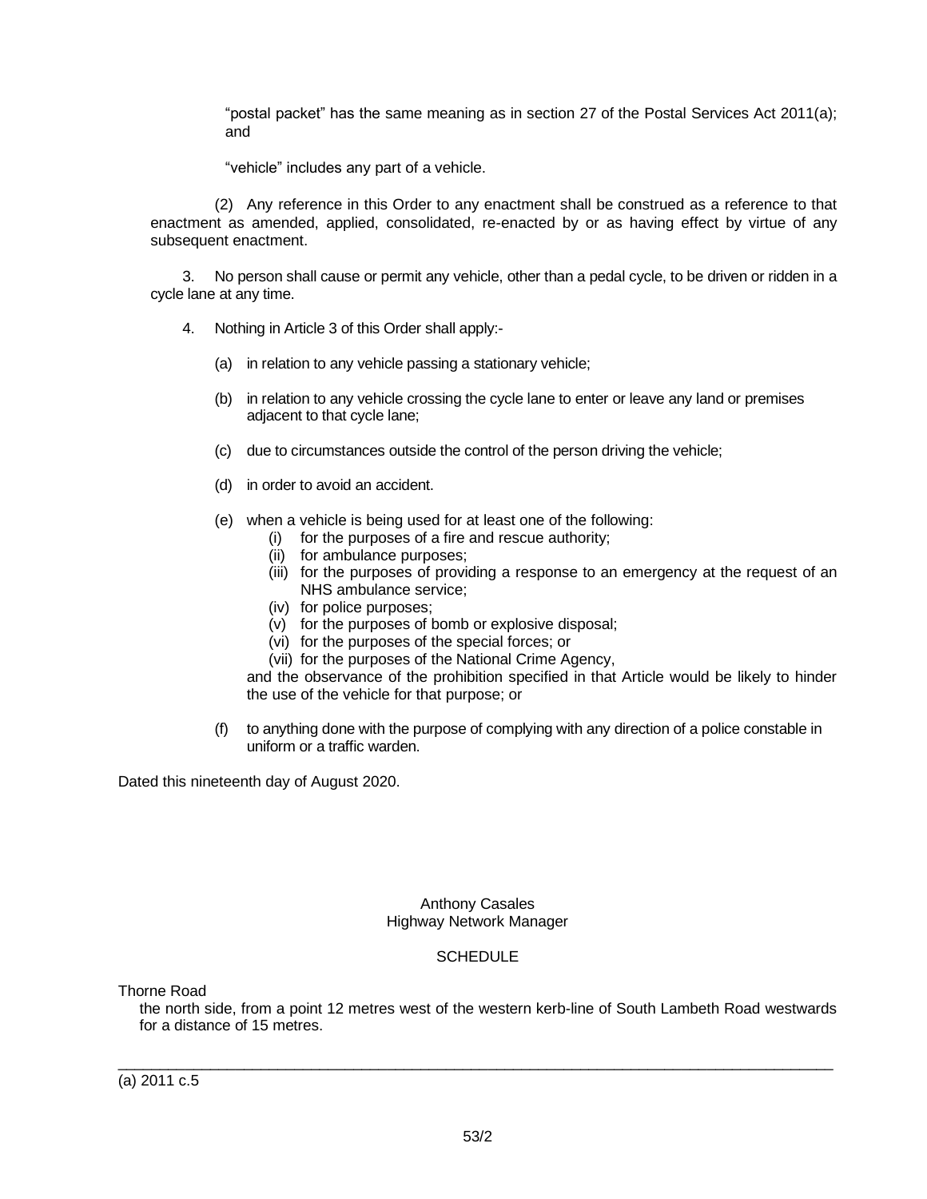"postal packet" has the same meaning as in section 27 of the Postal Services Act 2011(a); and

"vehicle" includes any part of a vehicle.

(2) Any reference in this Order to any enactment shall be construed as a reference to that enactment as amended, applied, consolidated, re-enacted by or as having effect by virtue of any subsequent enactment.

3. No person shall cause or permit any vehicle, other than a pedal cycle, to be driven or ridden in a cycle lane at any time.

4. Nothing in Article 3 of this Order shall apply:-

(a) in relation to any vehicle passing a stationary vehicle;

(b) in relation to any vehicle crossing the cycle lane to enter or leave any land or premises adjacent to that cycle lane;

(c) due to circumstances outside the control of the person driving the vehicle;

(d) in order to avoid an accident.

(e) when a vehicle is being used for at least one of the following:
   - (i) for the purposes of a fire and rescue authority;
   - (ii) for ambulance purposes;
   - (iii) for the purposes of providing a response to an emergency at the request of an NHS ambulance service;
   - (iv) for police purposes;
   - (v) for the purposes of bomb or explosive disposal;
   - (vi) for the purposes of the special forces; or
   - (vii) for the purposes of the National Crime Agency,

   and the observance of the prohibition specified in that Article would be likely to hinder the use of the vehicle for that purpose; or

(f) to anything done with the purpose of complying with any direction of a police constable in uniform or a traffic warden.

Dated this nineteenth day of August 2020.

Anthony Casales
Highway Network Manager

## SCHEDULE

Thorne Road

the north side, from a point 12 metres west of the western kerb-line of South Lambeth Road westwards for a distance of 15 metres.

---

(a) 2011 c.5